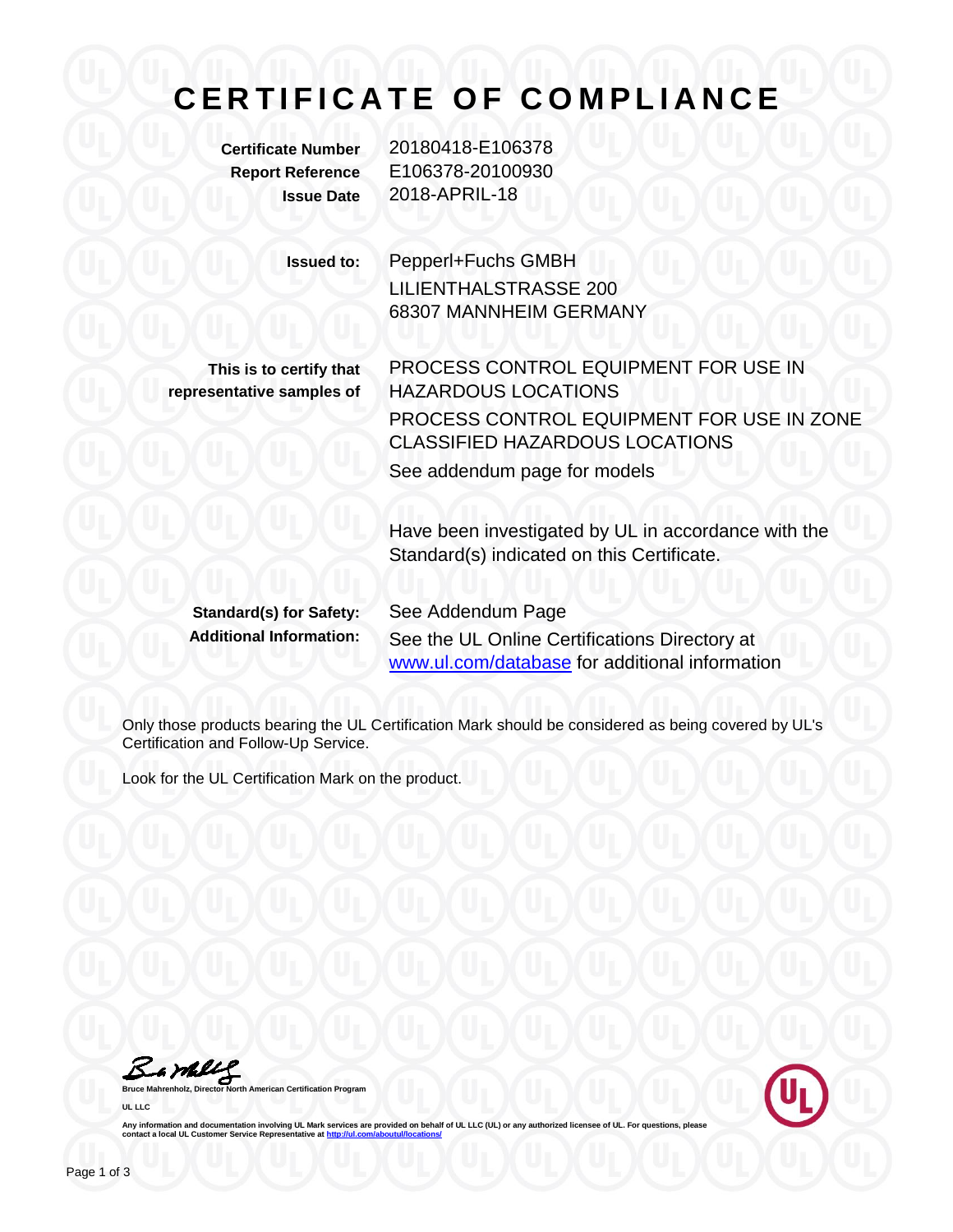# CERTIFICATE OF COMPLIANCE

**Certificate Number** 20180418-E106378
**Report Reference** E106378-20100930
**Issue Date** 2018-APRIL-18

**Issued to:** Pepperl+Fuchs GMBH
LILIENTHALSTRASSE 200
68307 MANNHEIM GERMANY

**This is to certify that representative samples of**

PROCESS CONTROL EQUIPMENT FOR USE IN HAZARDOUS LOCATIONS

PROCESS CONTROL EQUIPMENT FOR USE IN ZONE CLASSIFIED HAZARDOUS LOCATIONS

See addendum page for models

Have been investigated by UL in accordance with the Standard(s) indicated on this Certificate.

**Standard(s) for Safety:** See Addendum Page
**Additional Information:** See the UL Online Certifications Directory at [www.ul.com/database](www.ul.com/database) for additional information

Only those products bearing the UL Certification Mark should be considered as being covered by UL's Certification and Follow-Up Service.

Look for the UL Certification Mark on the product.

Bruce Mahrenholz, Director North American Certification Program
UL LLC

Any information and documentation involving UL Mark services are provided on behalf of UL LLC (UL) or any authorized licensee of UL. For questions, please contact a local UL Customer Service Representative at [http://ul.com/aboutul/locations/](http://ul.com/aboutul/locations/)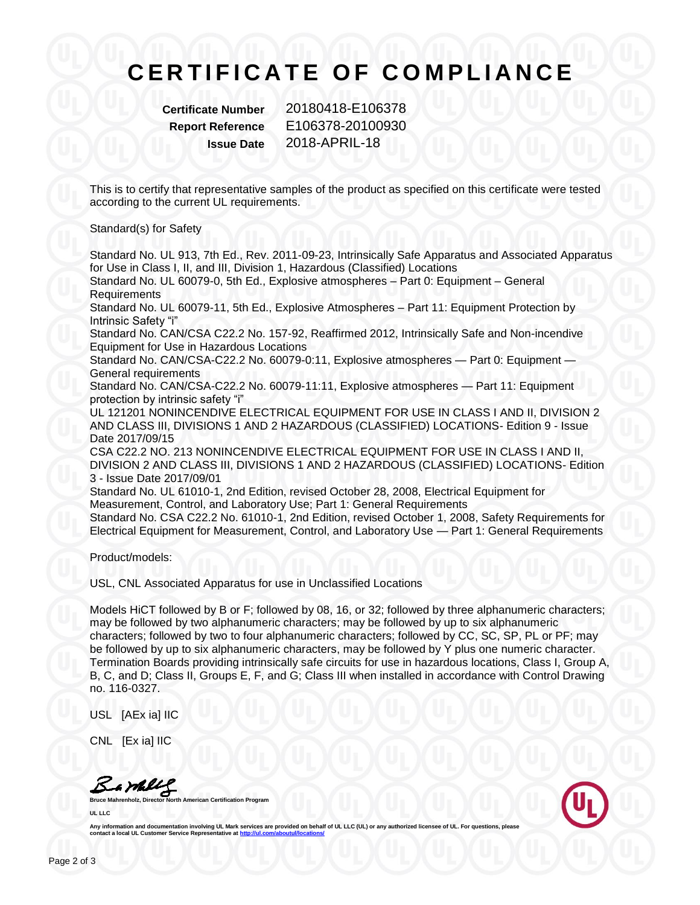# CERTIFICATE OF COMPLIANCE

**Certificate Number** 20180418-E106378
**Report Reference** E106378-20100930
**Issue Date** 2018-APRIL-18

This is to certify that representative samples of the product as specified on this certificate were tested according to the current UL requirements.

Standard(s) for Safety

Standard No. UL 913, 7th Ed., Rev. 2011-09-23, Intrinsically Safe Apparatus and Associated Apparatus for Use in Class I, II, and III, Division 1, Hazardous (Classified) Locations
Standard No. UL 60079-0, 5th Ed., Explosive atmospheres – Part 0: Equipment – General Requirements
Standard No. UL 60079-11, 5th Ed., Explosive Atmospheres – Part 11: Equipment Protection by Intrinsic Safety "i"
Standard No. CAN/CSA C22.2 No. 157-92, Reaffirmed 2012, Intrinsically Safe and Non-incendive Equipment for Use in Hazardous Locations
Standard No. CAN/CSA-C22.2 No. 60079-0:11, Explosive atmospheres — Part 0: Equipment — General requirements
Standard No. CAN/CSA-C22.2 No. 60079-11:11, Explosive atmospheres — Part 11: Equipment protection by intrinsic safety "i"
UL 121201 NONINCENDIVE ELECTRICAL EQUIPMENT FOR USE IN CLASS I AND II, DIVISION 2 AND CLASS III, DIVISIONS 1 AND 2 HAZARDOUS (CLASSIFIED) LOCATIONS- Edition 9 - Issue Date 2017/09/15
CSA C22.2 NO. 213 NONINCENDIVE ELECTRICAL EQUIPMENT FOR USE IN CLASS I AND II, DIVISION 2 AND CLASS III, DIVISIONS 1 AND 2 HAZARDOUS (CLASSIFIED) LOCATIONS- Edition 3 - Issue Date 2017/09/01
Standard No. UL 61010-1, 2nd Edition, revised October 28, 2008, Electrical Equipment for Measurement, Control, and Laboratory Use; Part 1: General Requirements
Standard No. CSA C22.2 No. 61010-1, 2nd Edition, revised October 1, 2008, Safety Requirements for Electrical Equipment for Measurement, Control, and Laboratory Use — Part 1: General Requirements

Product/models:

USL, CNL Associated Apparatus for use in Unclassified Locations

Models HiCT followed by B or F; followed by 08, 16, or 32; followed by three alphanumeric characters; may be followed by two alphanumeric characters; may be followed by up to six alphanumeric characters; followed by two to four alphanumeric characters; followed by CC, SC, SP, PL or PF; may be followed by up to six alphanumeric characters, may be followed by Y plus one numeric character. Termination Boards providing intrinsically safe circuits for use in hazardous locations, Class I, Group A, B, C, and D; Class II, Groups E, F, and G; Class III when installed in accordance with Control Drawing no. 116-0327.

USL [AEx ia] IIC

CNL [Ex ia] IIC

**Bruce Mahrenholz, Director North American Certification Program**

**UL LLC**

**Any information and documentation involving UL Mark services are provided on behalf of UL LLC (UL) or any authorized licensee of UL. For questions, please contact a local UL Customer Service Representative at http://ul.com/aboutul/locations/**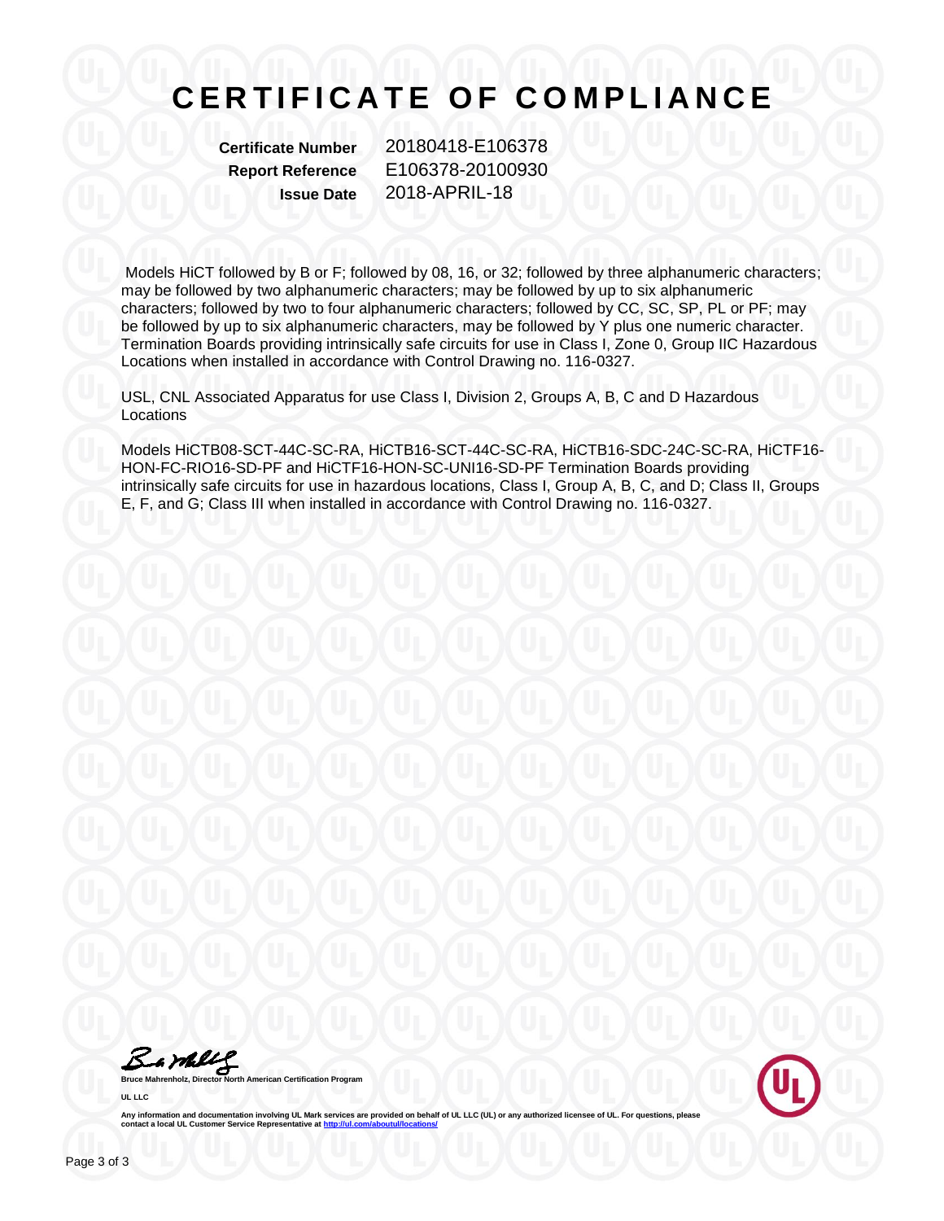# CERTIFICATE OF COMPLIANCE

**Certificate Number** 20180418-E106378
**Report Reference** E106378-20100930
**Issue Date** 2018-APRIL-18

Models HiCT followed by B or F; followed by 08, 16, or 32; followed by three alphanumeric characters; may be followed by two alphanumeric characters; may be followed by up to six alphanumeric characters; followed by two to four alphanumeric characters; followed by CC, SC, SP, PL or PF; may be followed by up to six alphanumeric characters, may be followed by Y plus one numeric character. Termination Boards providing intrinsically safe circuits for use in Class I, Zone 0, Group IIC Hazardous Locations when installed in accordance with Control Drawing no. 116-0327.

USL, CNL Associated Apparatus for use Class I, Division 2, Groups A, B, C and D Hazardous Locations

Models HiCTB08-SCT-44C-SC-RA, HiCTB16-SCT-44C-SC-RA, HiCTB16-SDC-24C-SC-RA, HiCTF16-HON-FC-RIO16-SD-PF and HiCTF16-HON-SC-UNI16-SD-PF Termination Boards providing intrinsically safe circuits for use in hazardous locations, Class I, Group A, B, C, and D; Class II, Groups E, F, and G; Class III when installed in accordance with Control Drawing no. 116-0327.

**Bruce Mahrenholz, Director North American Certification Program**

**UL LLC**

**Any information and documentation involving UL Mark services are provided on behalf of UL LLC (UL) or any authorized licensee of UL. For questions, please contact a local UL Customer Service Representative at http://ul.com/aboutul/locations/**